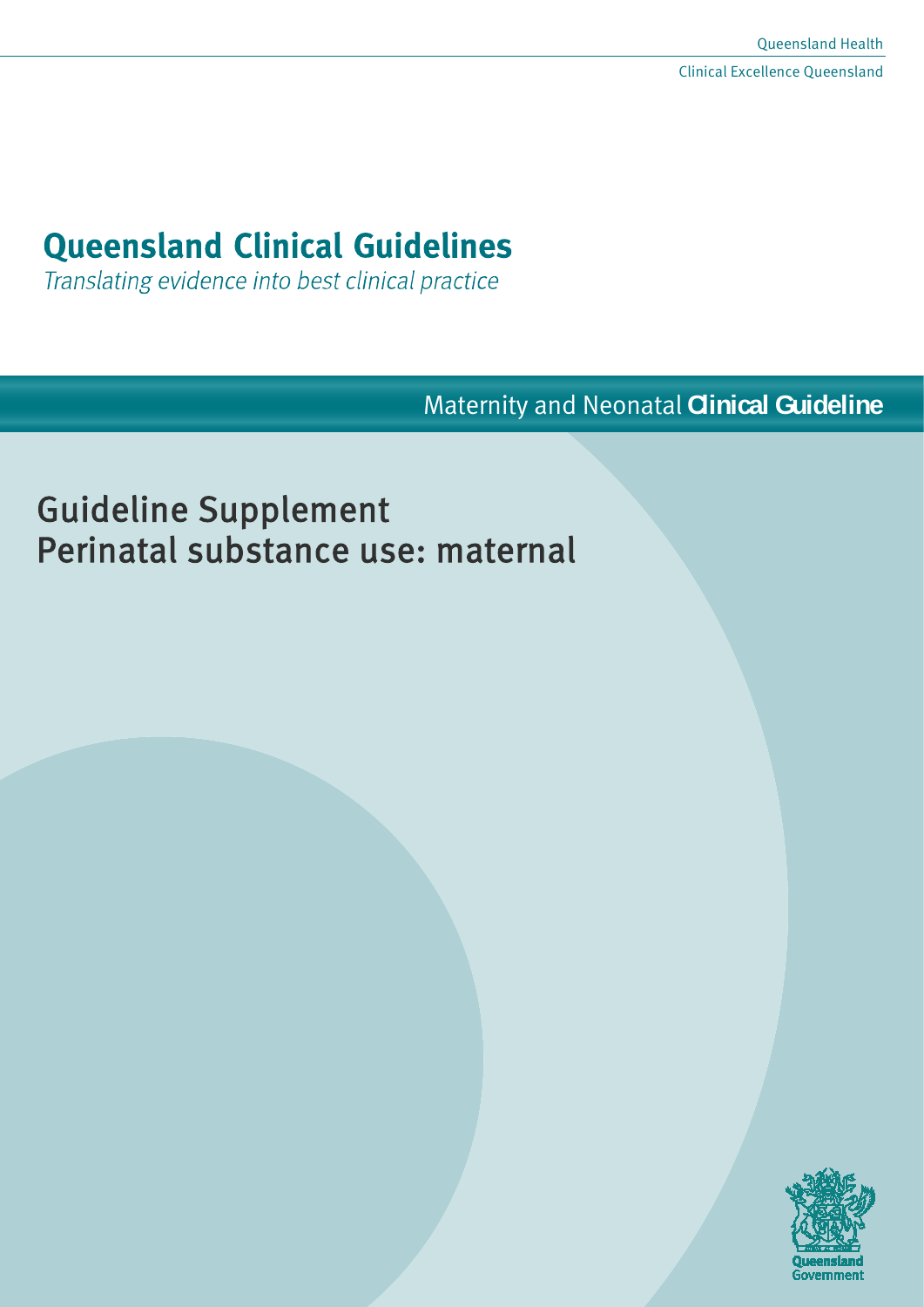Queensland Health

Clinical Excellence Queensland

# Queensland Clinical Guidelines

*Translating evidence into best clinical practice*

Maternity and Neonatal **Clinical Guideline**

## Guideline Supplement
## Perinatal substance use: maternal

Queensland Government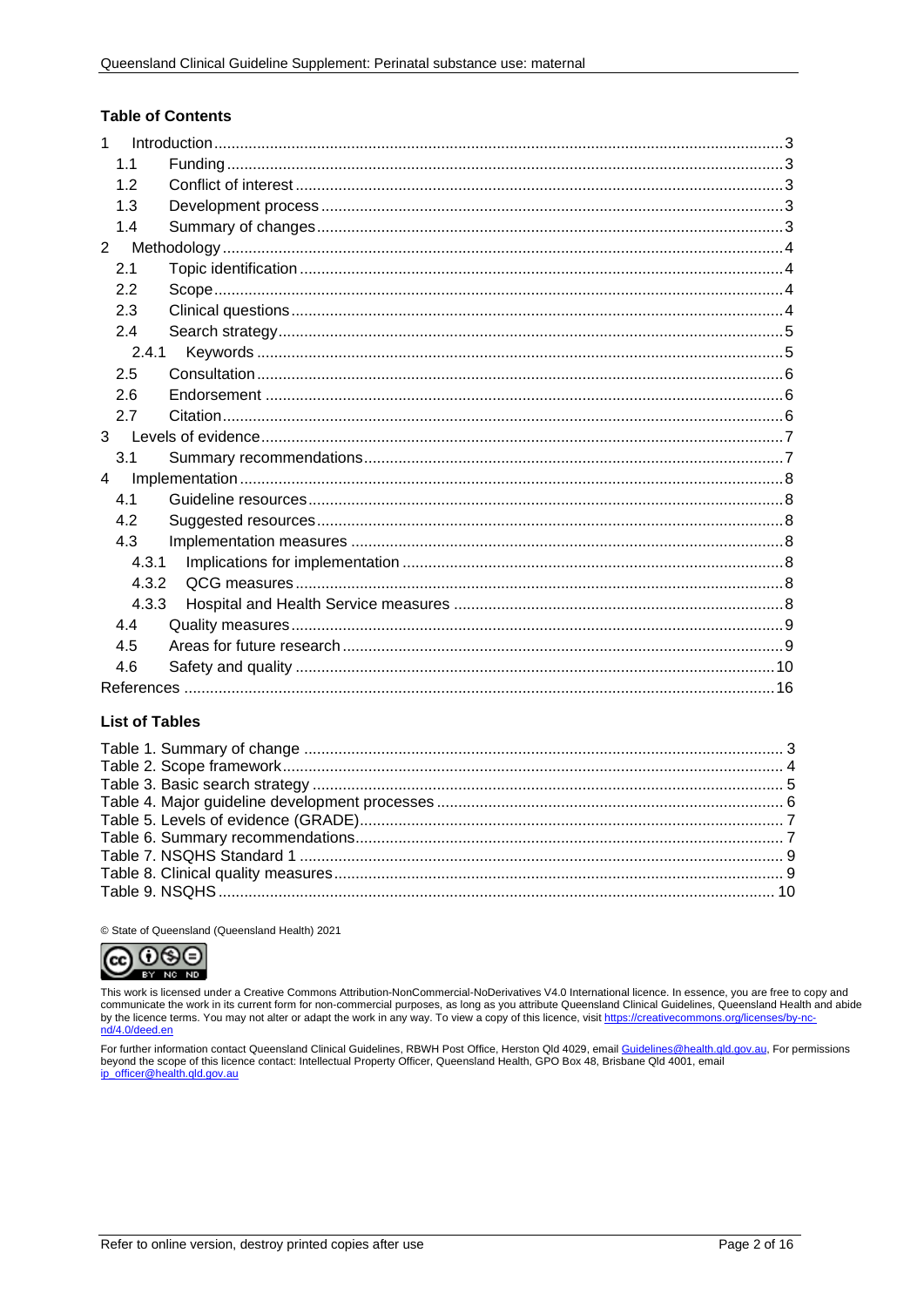**Table of Contents**

1 Introduction ........................................ 3
  1.1 Funding ........................................ 3
  1.2 Conflict of interest ........................................ 3
  1.3 Development process ........................................ 3
  1.4 Summary of changes ........................................ 3
2 Methodology ........................................ 4
  2.1 Topic identification ........................................ 4
  2.2 Scope ........................................ 4
  2.3 Clinical questions ........................................ 4
  2.4 Search strategy ........................................ 5
    2.4.1 Keywords ........................................ 5
  2.5 Consultation ........................................ 6
  2.6 Endorsement ........................................ 6
  2.7 Citation ........................................ 6
3 Levels of evidence ........................................ 7
  3.1 Summary recommendations ........................................ 7
4 Implementation ........................................ 8
  4.1 Guideline resources ........................................ 8
  4.2 Suggested resources ........................................ 8
  4.3 Implementation measures ........................................ 8
    4.3.1 Implications for implementation ........................................ 8
    4.3.2 QCG measures ........................................ 8
    4.3.3 Hospital and Health Service measures ........................................ 8
  4.4 Quality measures ........................................ 9
  4.5 Areas for future research ........................................ 9
  4.6 Safety and quality ........................................ 10
References ........................................ 16

**List of Tables**

Table 1. Summary of change ........................................ 3
Table 2. Scope framework ........................................ 4
Table 3. Basic search strategy ........................................ 5
Table 4. Major guideline development processes ........................................ 6
Table 5. Levels of evidence (GRADE) ........................................ 7
Table 6. Summary recommendations ........................................ 7
Table 7. NSQHS Standard 1 ........................................ 9
Table 8. Clinical quality measures ........................................ 9
Table 9. NSQHS ........................................ 10

© State of Queensland (Queensland Health) 2021

This work is licensed under a Creative Commons Attribution-NonCommercial-NoDerivatives V4.0 International licence. In essence, you are free to copy and communicate the work in its current form for non-commercial purposes, as long as you attribute Queensland Clinical Guidelines, Queensland Health and abide by the licence terms. You may not alter or adapt the work in any way. To view a copy of this licence, visit https://creativecommons.org/licenses/by-nc-nd/4.0/deed.en

For further information contact Queensland Clinical Guidelines, RBWH Post Office, Herston Qld 4029, email Guidelines@health.qld.gov.au, For permissions beyond the scope of this licence contact: Intellectual Property Officer, Queensland Health, GPO Box 48, Brisbane Qld 4001, email ip_officer@health.qld.gov.au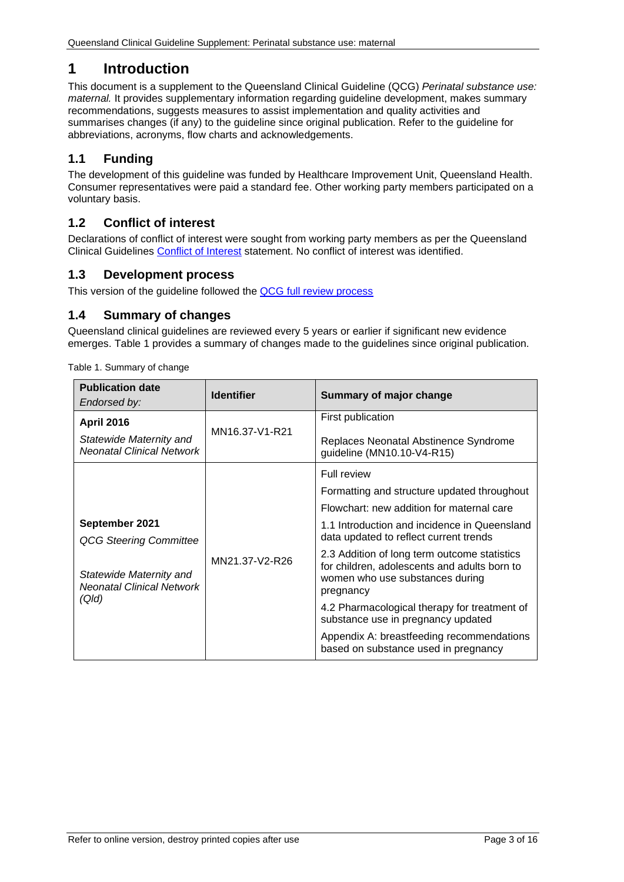# 1 Introduction

This document is a supplement to the Queensland Clinical Guideline (QCG) *Perinatal substance use: maternal.* It provides supplementary information regarding guideline development, makes summary recommendations, suggests measures to assist implementation and quality activities and summarises changes (if any) to the guideline since original publication. Refer to the guideline for abbreviations, acronyms, flow charts and acknowledgements.

## 1.1 Funding

The development of this guideline was funded by Healthcare Improvement Unit, Queensland Health. Consumer representatives were paid a standard fee. Other working party members participated on a voluntary basis.

## 1.2 Conflict of interest

Declarations of conflict of interest were sought from working party members as per the Queensland Clinical Guidelines Conflict of Interest statement. No conflict of interest was identified.

## 1.3 Development process

This version of the guideline followed the QCG full review process

## 1.4 Summary of changes

Queensland clinical guidelines are reviewed every 5 years or earlier if significant new evidence emerges. Table 1 provides a summary of changes made to the guidelines since original publication.

Table 1. Summary of change

| **Publication date** *Endorsed by:* | **Identifier** | **Summary of major change** |
|---|---|---|
| **April 2016** *Statewide Maternity and Neonatal Clinical Network* | MN16.37-V1-R21 | First publication<br>Replaces Neonatal Abstinence Syndrome guideline (MN10.10-V4-R15) |
| **September 2021** *QCG Steering Committee* *Statewide Maternity and Neonatal Clinical Network (Qld)* | MN21.37-V2-R26 | Full review<br>Formatting and structure updated throughout<br>Flowchart: new addition for maternal care<br>1.1 Introduction and incidence in Queensland data updated to reflect current trends<br>2.3 Addition of long term outcome statistics for children, adolescents and adults born to women who use substances during pregnancy<br>4.2 Pharmacological therapy for treatment of substance use in pregnancy updated<br>Appendix A: breastfeeding recommendations based on substance used in pregnancy |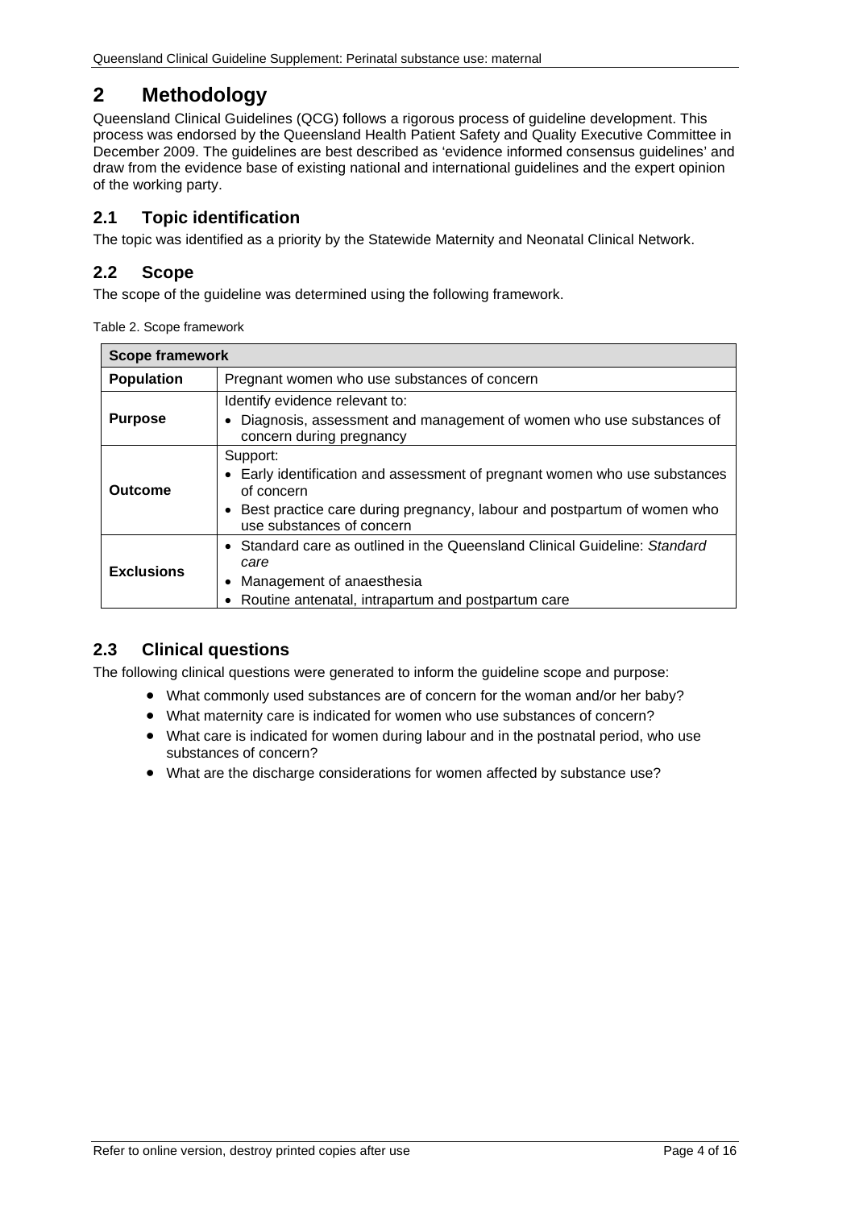# 2 Methodology

Queensland Clinical Guidelines (QCG) follows a rigorous process of guideline development. This process was endorsed by the Queensland Health Patient Safety and Quality Executive Committee in December 2009. The guidelines are best described as 'evidence informed consensus guidelines' and draw from the evidence base of existing national and international guidelines and the expert opinion of the working party.

## 2.1 Topic identification

The topic was identified as a priority by the Statewide Maternity and Neonatal Clinical Network.

## 2.2 Scope

The scope of the guideline was determined using the following framework.

Table 2. Scope framework

| **Scope framework** | |
|---|---|
| **Population** | Pregnant women who use substances of concern |
| **Purpose** | Identify evidence relevant to:<br>• Diagnosis, assessment and management of women who use substances of concern during pregnancy |
| **Outcome** | Support:<br>• Early identification and assessment of pregnant women who use substances of concern<br>• Best practice care during pregnancy, labour and postpartum of women who use substances of concern |
| **Exclusions** | • Standard care as outlined in the Queensland Clinical Guideline: *Standard care*<br>• Management of anaesthesia<br>• Routine antenatal, intrapartum and postpartum care |

## 2.3 Clinical questions

The following clinical questions were generated to inform the guideline scope and purpose:

- What commonly used substances are of concern for the woman and/or her baby?
- What maternity care is indicated for women who use substances of concern?
- What care is indicated for women during labour and in the postnatal period, who use substances of concern?
- What are the discharge considerations for women affected by substance use?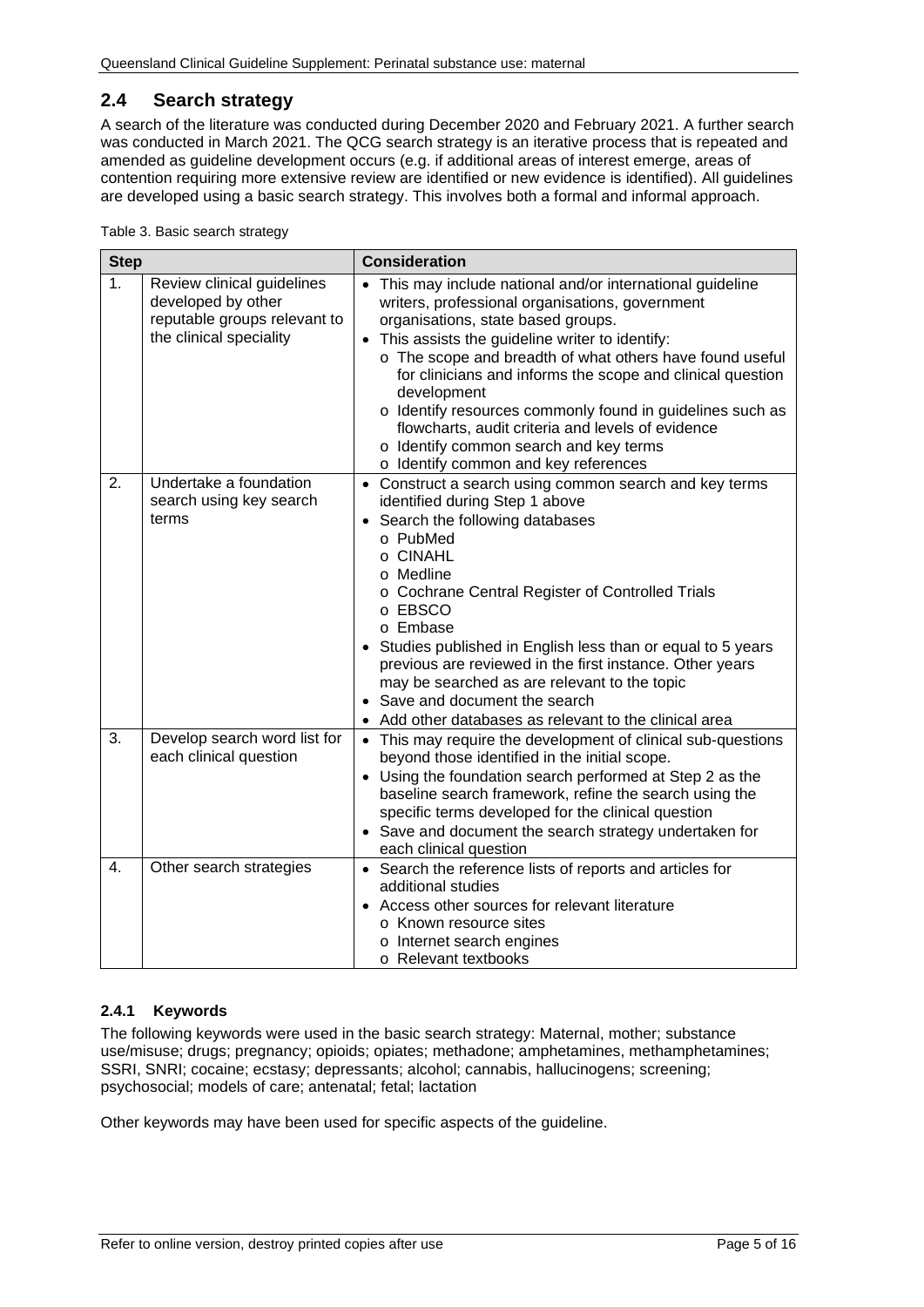## 2.4 Search strategy

A search of the literature was conducted during December 2020 and February 2021. A further search was conducted in March 2021. The QCG search strategy is an iterative process that is repeated and amended as guideline development occurs (e.g. if additional areas of interest emerge, areas of contention requiring more extensive review are identified or new evidence is identified). All guidelines are developed using a basic search strategy. This involves both a formal and informal approach.

Table 3. Basic search strategy

| Step | | Consideration |
|---|---|---|
| 1. | Review clinical guidelines developed by other reputable groups relevant to the clinical speciality | • This may include national and/or international guideline writers, professional organisations, government organisations, state based groups.<br>• This assists the guideline writer to identify:<br>o The scope and breadth of what others have found useful for clinicians and informs the scope and clinical question development<br>o Identify resources commonly found in guidelines such as flowcharts, audit criteria and levels of evidence<br>o Identify common search and key terms<br>o Identify common and key references |
| 2. | Undertake a foundation search using key search terms | • Construct a search using common search and key terms identified during Step 1 above<br>• Search the following databases<br>o PubMed<br>o CINAHL<br>o Medline<br>o Cochrane Central Register of Controlled Trials<br>o EBSCO<br>o Embase<br>• Studies published in English less than or equal to 5 years previous are reviewed in the first instance. Other years may be searched as are relevant to the topic<br>• Save and document the search<br>• Add other databases as relevant to the clinical area |
| 3. | Develop search word list for each clinical question | • This may require the development of clinical sub-questions beyond those identified in the initial scope.<br>• Using the foundation search performed at Step 2 as the baseline search framework, refine the search using the specific terms developed for the clinical question<br>• Save and document the search strategy undertaken for each clinical question |
| 4. | Other search strategies | • Search the reference lists of reports and articles for additional studies<br>• Access other sources for relevant literature<br>o Known resource sites<br>o Internet search engines<br>o Relevant textbooks |

### 2.4.1 Keywords

The following keywords were used in the basic search strategy: Maternal, mother; substance use/misuse; drugs; pregnancy; opioids; opiates; methadone; amphetamines, methamphetamines; SSRI, SNRI; cocaine; ecstasy; depressants; alcohol; cannabis, hallucinogens; screening; psychosocial; models of care; antenatal; fetal; lactation

Other keywords may have been used for specific aspects of the guideline.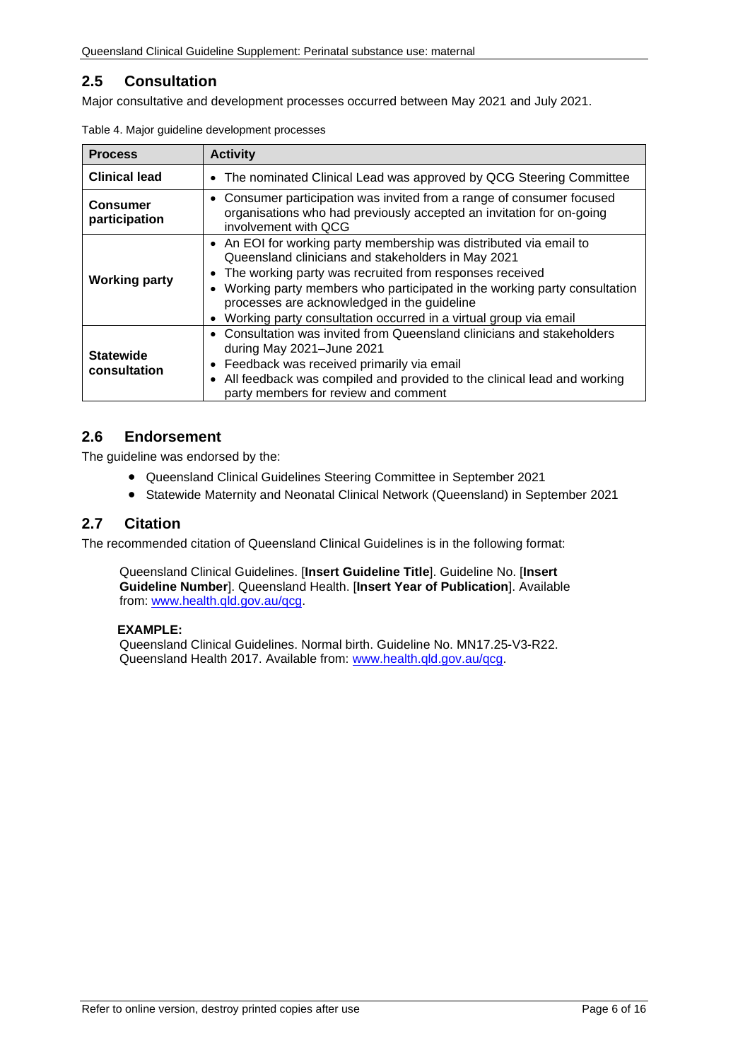## 2.5 Consultation

Major consultative and development processes occurred between May 2021 and July 2021.

Table 4. Major guideline development processes

| Process | Activity |
|---|---|
| **Clinical lead** | • The nominated Clinical Lead was approved by QCG Steering Committee |
| **Consumer participation** | • Consumer participation was invited from a range of consumer focused organisations who had previously accepted an invitation for on-going involvement with QCG |
| **Working party** | • An EOI for working party membership was distributed via email to Queensland clinicians and stakeholders in May 2021<br>• The working party was recruited from responses received<br>• Working party members who participated in the working party consultation processes are acknowledged in the guideline<br>• Working party consultation occurred in a virtual group via email |
| **Statewide consultation** | • Consultation was invited from Queensland clinicians and stakeholders during May 2021–June 2021<br>• Feedback was received primarily via email<br>• All feedback was compiled and provided to the clinical lead and working party members for review and comment |

## 2.6 Endorsement

The guideline was endorsed by the:

- Queensland Clinical Guidelines Steering Committee in September 2021
- Statewide Maternity and Neonatal Clinical Network (Queensland) in September 2021

## 2.7 Citation

The recommended citation of Queensland Clinical Guidelines is in the following format:

> Queensland Clinical Guidelines. [**Insert Guideline Title**]. Guideline No. [**Insert Guideline Number**]. Queensland Health. [**Insert Year of Publication**]. Available from: www.health.qld.gov.au/qcg.
>
> **EXAMPLE:**
> Queensland Clinical Guidelines. Normal birth. Guideline No. MN17.25-V3-R22. Queensland Health 2017. Available from: www.health.qld.gov.au/qcg.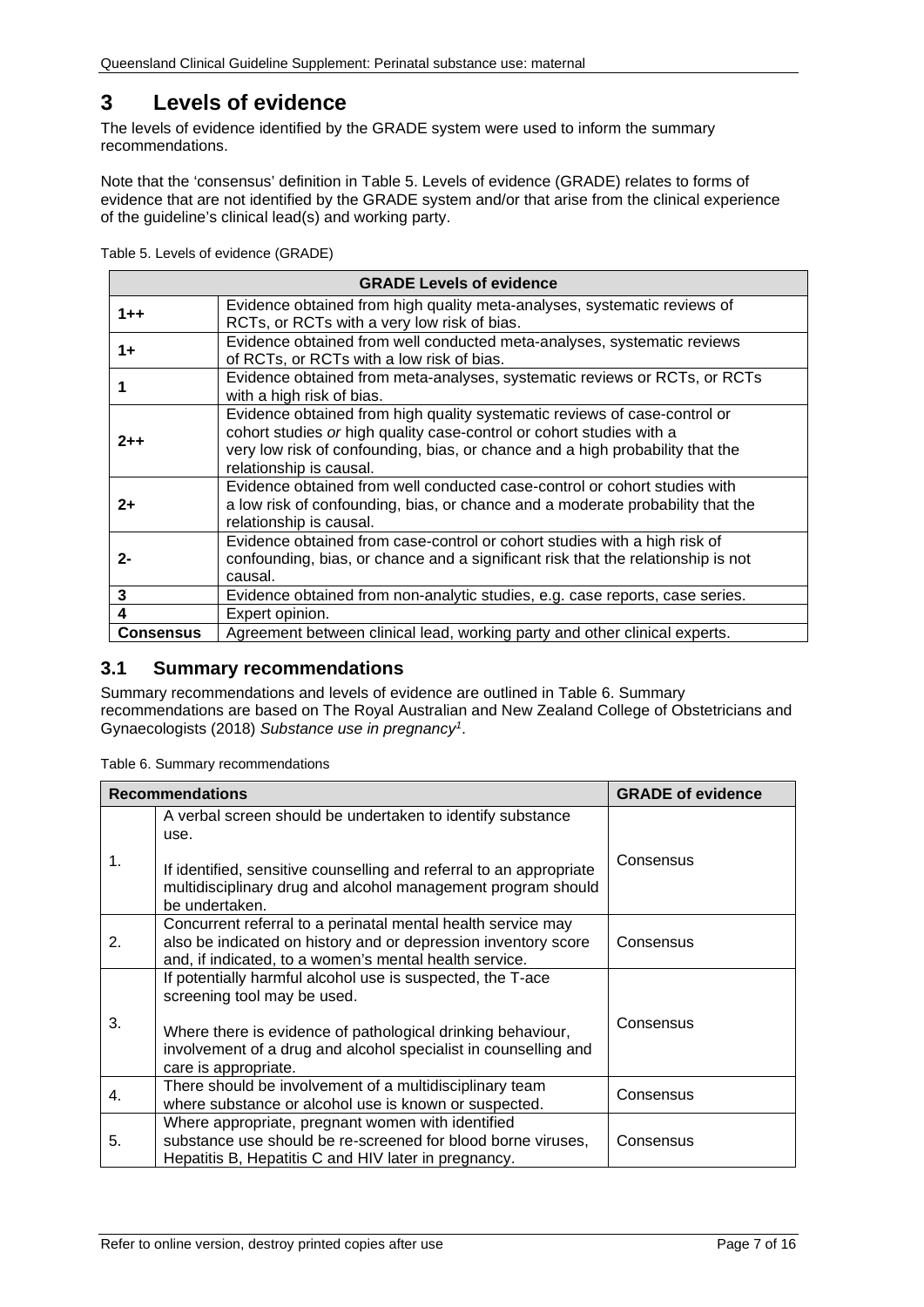# 3 Levels of evidence

The levels of evidence identified by the GRADE system were used to inform the summary recommendations.

Note that the 'consensus' definition in Table 5. Levels of evidence (GRADE) relates to forms of evidence that are not identified by the GRADE system and/or that arise from the clinical experience of the guideline's clinical lead(s) and working party.

Table 5. Levels of evidence (GRADE)

| GRADE Levels of evidence | |
|---|---|
| **1++** | Evidence obtained from high quality meta-analyses, systematic reviews of RCTs, or RCTs with a very low risk of bias. |
| **1+** | Evidence obtained from well conducted meta-analyses, systematic reviews of RCTs, or RCTs with a low risk of bias. |
| **1** | Evidence obtained from meta-analyses, systematic reviews or RCTs, or RCTs with a high risk of bias. |
| **2++** | Evidence obtained from high quality systematic reviews of case-control or cohort studies *or* high quality case-control or cohort studies with a very low risk of confounding, bias, or chance and a high probability that the relationship is causal. |
| **2+** | Evidence obtained from well conducted case-control or cohort studies with a low risk of confounding, bias, or chance and a moderate probability that the relationship is causal. |
| **2-** | Evidence obtained from case-control or cohort studies with a high risk of confounding, bias, or chance and a significant risk that the relationship is not causal. |
| **3** | Evidence obtained from non-analytic studies, e.g. case reports, case series. |
| **4** | Expert opinion. |
| **Consensus** | Agreement between clinical lead, working party and other clinical experts. |

## 3.1 Summary recommendations

Summary recommendations and levels of evidence are outlined in Table 6. Summary recommendations are based on The Royal Australian and New Zealand College of Obstetricians and Gynaecologists (2018) *Substance use in pregnancy*[1].

Table 6. Summary recommendations

| Recommendations | | GRADE of evidence |
|---|---|---|
| 1. | A verbal screen should be undertaken to identify substance use.<br><br>If identified, sensitive counselling and referral to an appropriate multidisciplinary drug and alcohol management program should be undertaken. | Consensus |
| 2. | Concurrent referral to a perinatal mental health service may also be indicated on history and or depression inventory score and, if indicated, to a women's mental health service. | Consensus |
| 3. | If potentially harmful alcohol use is suspected, the T-ace screening tool may be used.<br><br>Where there is evidence of pathological drinking behaviour, involvement of a drug and alcohol specialist in counselling and care is appropriate. | Consensus |
| 4. | There should be involvement of a multidisciplinary team where substance or alcohol use is known or suspected. | Consensus |
| 5. | Where appropriate, pregnant women with identified substance use should be re-screened for blood borne viruses, Hepatitis B, Hepatitis C and HIV later in pregnancy. | Consensus |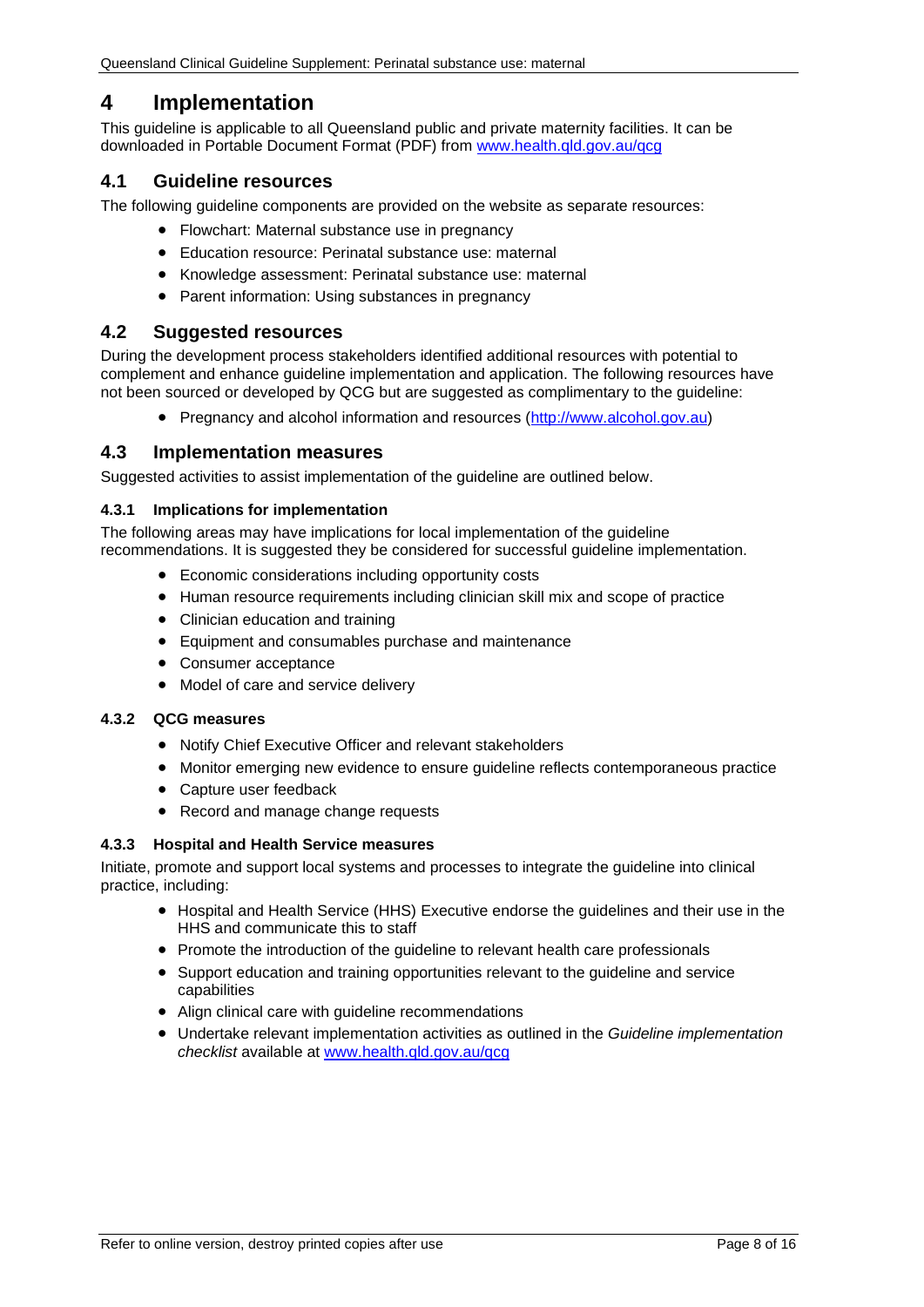# 4 Implementation

This guideline is applicable to all Queensland public and private maternity facilities. It can be downloaded in Portable Document Format (PDF) from [www.health.qld.gov.au/qcg](www.health.qld.gov.au/qcg)

## 4.1 Guideline resources

The following guideline components are provided on the website as separate resources:

- Flowchart: Maternal substance use in pregnancy
- Education resource: Perinatal substance use: maternal
- Knowledge assessment: Perinatal substance use: maternal
- Parent information: Using substances in pregnancy

## 4.2 Suggested resources

During the development process stakeholders identified additional resources with potential to complement and enhance guideline implementation and application. The following resources have not been sourced or developed by QCG but are suggested as complimentary to the guideline:

- Pregnancy and alcohol information and resources ([http://www.alcohol.gov.au](http://www.alcohol.gov.au))

## 4.3 Implementation measures

Suggested activities to assist implementation of the guideline are outlined below.

### 4.3.1 Implications for implementation

The following areas may have implications for local implementation of the guideline recommendations. It is suggested they be considered for successful guideline implementation.

- Economic considerations including opportunity costs
- Human resource requirements including clinician skill mix and scope of practice
- Clinician education and training
- Equipment and consumables purchase and maintenance
- Consumer acceptance
- Model of care and service delivery

### 4.3.2 QCG measures

- Notify Chief Executive Officer and relevant stakeholders
- Monitor emerging new evidence to ensure guideline reflects contemporaneous practice
- Capture user feedback
- Record and manage change requests

### 4.3.3 Hospital and Health Service measures

Initiate, promote and support local systems and processes to integrate the guideline into clinical practice, including:

- Hospital and Health Service (HHS) Executive endorse the guidelines and their use in the HHS and communicate this to staff
- Promote the introduction of the guideline to relevant health care professionals
- Support education and training opportunities relevant to the guideline and service capabilities
- Align clinical care with guideline recommendations
- Undertake relevant implementation activities as outlined in the *Guideline implementation checklist* available at [www.health.qld.gov.au/qcg](www.health.qld.gov.au/qcg)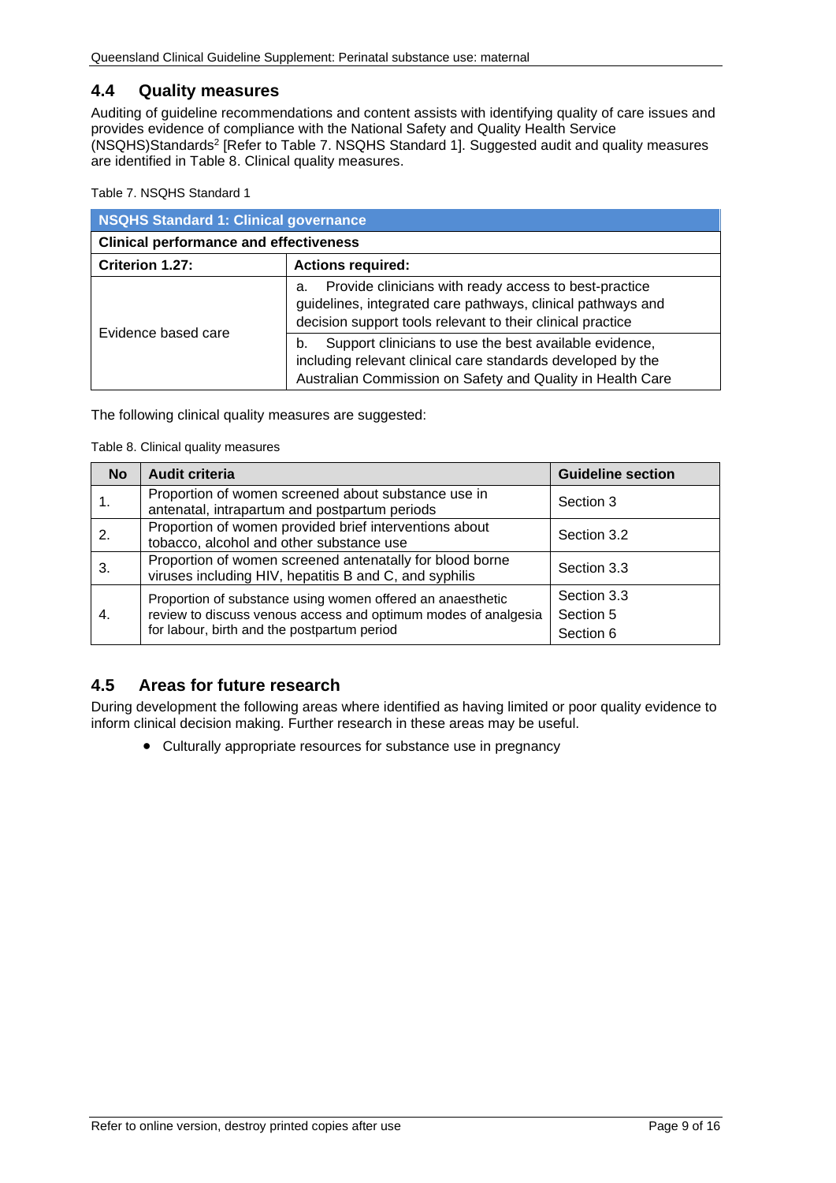## 4.4 Quality measures

Auditing of guideline recommendations and content assists with identifying quality of care issues and provides evidence of compliance with the National Safety and Quality Health Service (NSQHS)Standards[2] [Refer to Table 7. NSQHS Standard 1]. Suggested audit and quality measures are identified in Table 8. Clinical quality measures.

Table 7. NSQHS Standard 1

| NSQHS Standard 1: Clinical governance | |
|---|---|
| **Clinical performance and effectiveness** | |
| **Criterion 1.27:** | **Actions required:** |
| Evidence based care | a. Provide clinicians with ready access to best-practice guidelines, integrated care pathways, clinical pathways and decision support tools relevant to their clinical practice |
| | b. Support clinicians to use the best available evidence, including relevant clinical care standards developed by the Australian Commission on Safety and Quality in Health Care |

The following clinical quality measures are suggested:

Table 8. Clinical quality measures

| No | Audit criteria | Guideline section |
|---|---|---|
| 1. | Proportion of women screened about substance use in antenatal, intrapartum and postpartum periods | Section 3 |
| 2. | Proportion of women provided brief interventions about tobacco, alcohol and other substance use | Section 3.2 |
| 3. | Proportion of women screened antenatally for blood borne viruses including HIV, hepatitis B and C, and syphilis | Section 3.3 |
| 4. | Proportion of substance using women offered an anaesthetic review to discuss venous access and optimum modes of analgesia for labour, birth and the postpartum period | Section 3.3<br>Section 5<br>Section 6 |

## 4.5 Areas for future research

During development the following areas where identified as having limited or poor quality evidence to inform clinical decision making. Further research in these areas may be useful.

- Culturally appropriate resources for substance use in pregnancy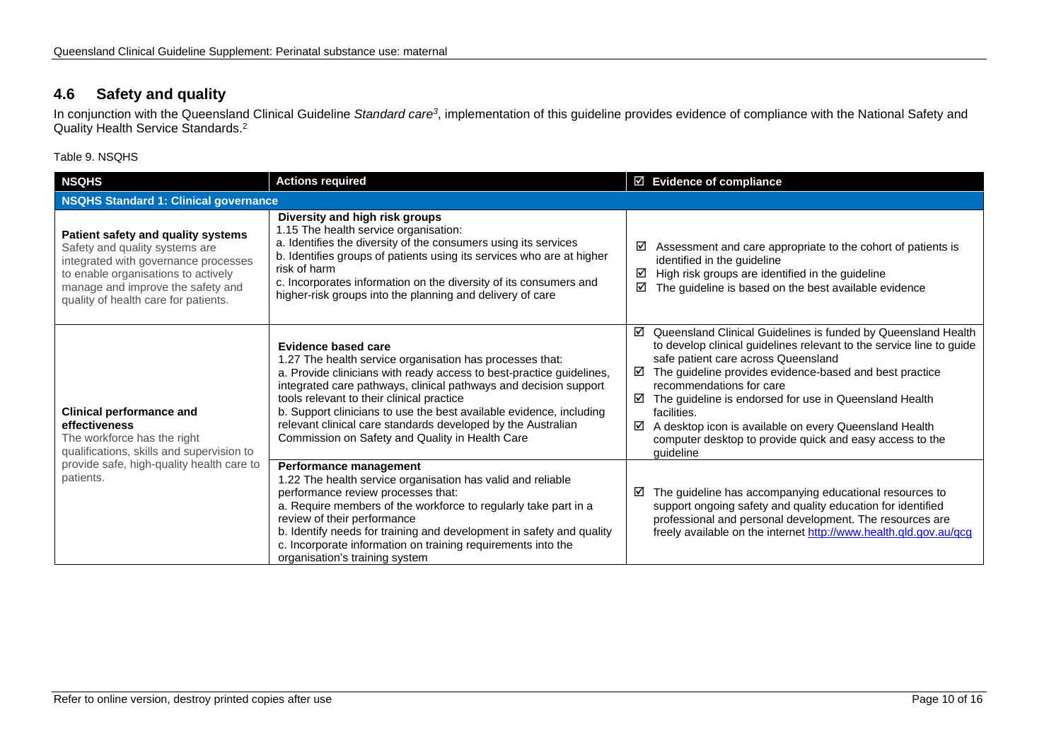## 4.6 Safety and quality

In conjunction with the Queensland Clinical Guideline *Standard care*[3], implementation of this guideline provides evidence of compliance with the National Safety and Quality Health Service Standards.[2]

Table 9. NSQHS

| NSQHS | Actions required | ☑ Evidence of compliance |
|---|---|---|
| **NSQHS Standard 1: Clinical governance** | | |
| **Patient safety and quality systems**<br>Safety and quality systems are integrated with governance processes to enable organisations to actively manage and improve the safety and quality of health care for patients. | **Diversity and high risk groups**<br>1.15 The health service organisation:<br>a. Identifies the diversity of the consumers using its services<br>b. Identifies groups of patients using its services who are at higher risk of harm<br>c. Incorporates information on the diversity of its consumers and higher-risk groups into the planning and delivery of care | ☑ Assessment and care appropriate to the cohort of patients is identified in the guideline<br>☑ High risk groups are identified in the guideline<br>☑ The guideline is based on the best available evidence |
| **Clinical performance and effectiveness**<br>The workforce has the right qualifications, skills and supervision to provide safe, high-quality health care to patients. | **Evidence based care**<br>1.27 The health service organisation has processes that:<br>a. Provide clinicians with ready access to best-practice guidelines, integrated care pathways, clinical pathways and decision support tools relevant to their clinical practice<br>b. Support clinicians to use the best available evidence, including relevant clinical care standards developed by the Australian Commission on Safety and Quality in Health Care | ☑ Queensland Clinical Guidelines is funded by Queensland Health to develop clinical guidelines relevant to the service line to guide safe patient care across Queensland<br>☑ The guideline provides evidence-based and best practice recommendations for care<br>☑ The guideline is endorsed for use in Queensland Health facilities.<br>☑ A desktop icon is available on every Queensland Health computer desktop to provide quick and easy access to the guideline |
| | **Performance management**<br>1.22 The health service organisation has valid and reliable performance review processes that:<br>a. Require members of the workforce to regularly take part in a review of their performance<br>b. Identify needs for training and development in safety and quality<br>c. Incorporate information on training requirements into the organisation's training system | ☑ The guideline has accompanying educational resources to support ongoing safety and quality education for identified professional and personal development. The resources are freely available on the internet http://www.health.qld.gov.au/qcg |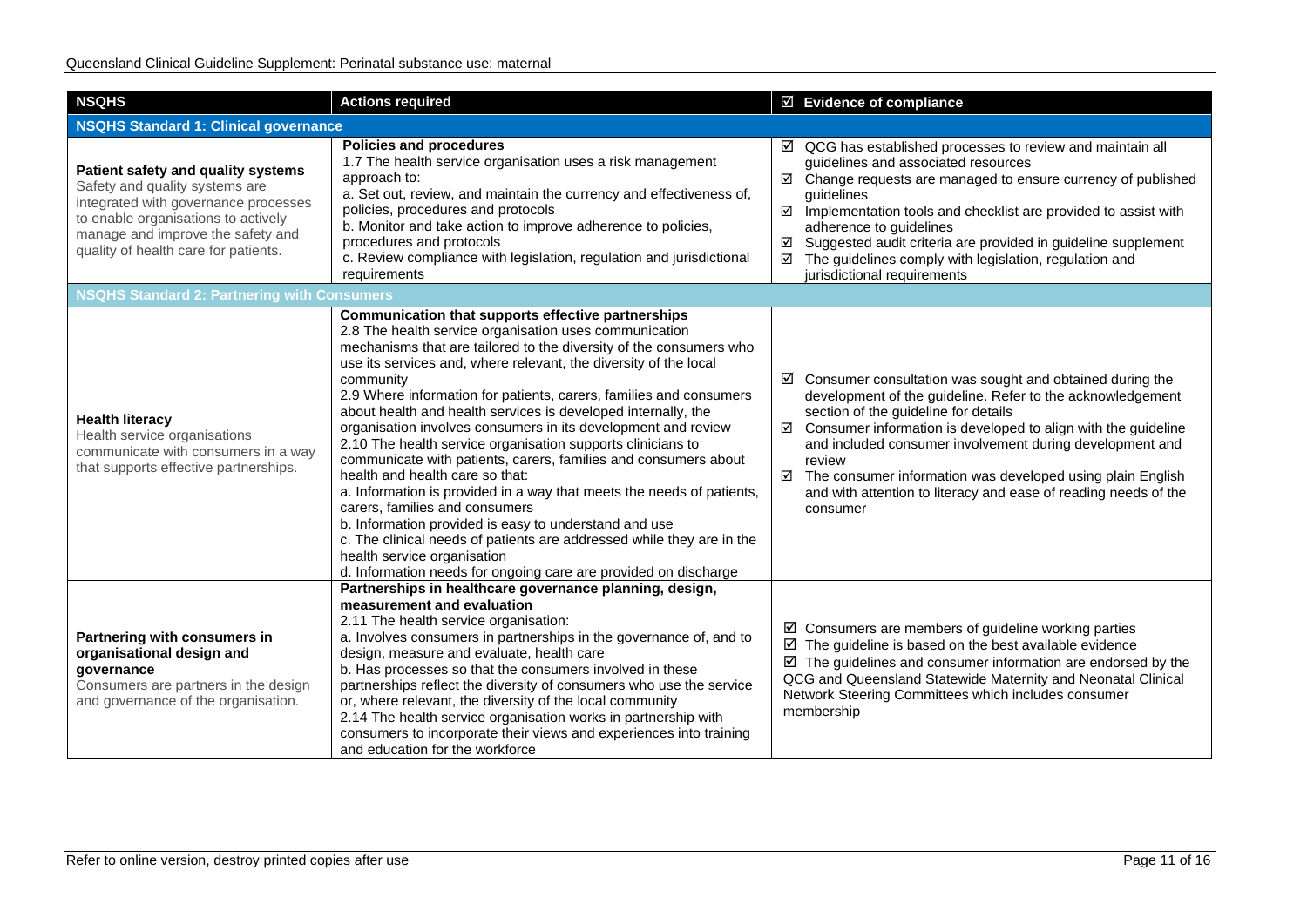| NSQHS | Actions required | ☑ Evidence of compliance |
| --- | --- | --- |
| **NSQHS Standard 1: Clinical governance** | | |
| **Patient safety and quality systems**<br>Safety and quality systems are integrated with governance processes to enable organisations to actively manage and improve the safety and quality of health care for patients. | **Policies and procedures**<br>1.7 The health service organisation uses a risk management approach to:<br>a. Set out, review, and maintain the currency and effectiveness of, policies, procedures and protocols<br>b. Monitor and take action to improve adherence to policies, procedures and protocols<br>c. Review compliance with legislation, regulation and jurisdictional requirements | ☑ QCG has established processes to review and maintain all guidelines and associated resources<br>☑ Change requests are managed to ensure currency of published guidelines<br>☑ Implementation tools and checklist are provided to assist with adherence to guidelines<br>☑ Suggested audit criteria are provided in guideline supplement<br>☑ The guidelines comply with legislation, regulation and jurisdictional requirements |
| **NSQHS Standard 2: Partnering with Consumers** | | |
| **Health literacy**<br>Health service organisations communicate with consumers in a way that supports effective partnerships. | **Communication that supports effective partnerships**<br>2.8 The health service organisation uses communication mechanisms that are tailored to the diversity of the consumers who use its services and, where relevant, the diversity of the local community<br>2.9 Where information for patients, carers, families and consumers about health and health services is developed internally, the organisation involves consumers in its development and review<br>2.10 The health service organisation supports clinicians to communicate with patients, carers, families and consumers about health and health care so that:<br>a. Information is provided in a way that meets the needs of patients, carers, families and consumers<br>b. Information provided is easy to understand and use<br>c. The clinical needs of patients are addressed while they are in the health service organisation<br>d. Information needs for ongoing care are provided on discharge | ☑ Consumer consultation was sought and obtained during the development of the guideline. Refer to the acknowledgement section of the guideline for details<br>☑ Consumer information is developed to align with the guideline and included consumer involvement during development and review<br>☑ The consumer information was developed using plain English and with attention to literacy and ease of reading needs of the consumer |
| **Partnering with consumers in organisational design and governance**<br>Consumers are partners in the design and governance of the organisation. | **Partnerships in healthcare governance planning, design, measurement and evaluation**<br>2.11 The health service organisation:<br>a. Involves consumers in partnerships in the governance of, and to design, measure and evaluate, health care<br>b. Has processes so that the consumers involved in these partnerships reflect the diversity of consumers who use the service or, where relevant, the diversity of the local community<br>2.14 The health service organisation works in partnership with consumers to incorporate their views and experiences into training and education for the workforce | ☑ Consumers are members of guideline working parties<br>☑ The guideline is based on the best available evidence<br>☑ The guidelines and consumer information are endorsed by the QCG and Queensland Statewide Maternity and Neonatal Clinical Network Steering Committees which includes consumer membership |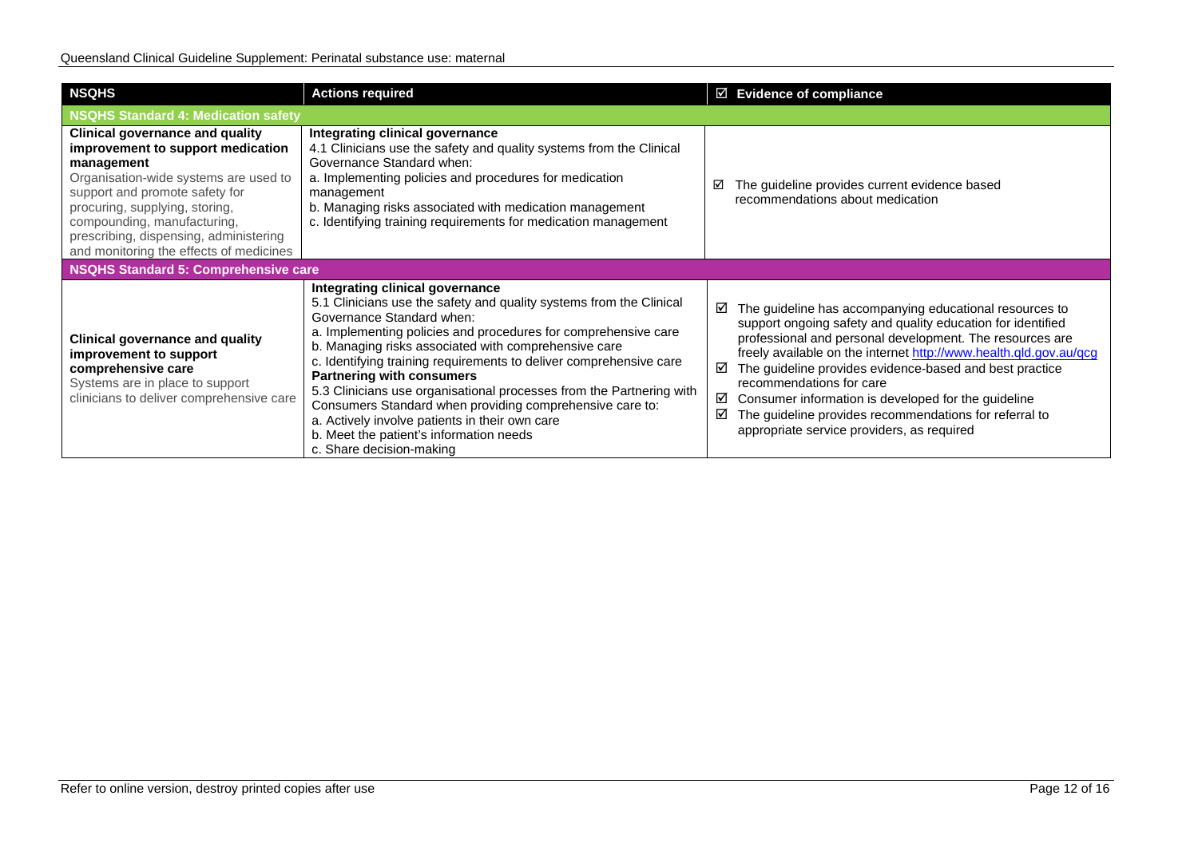| NSQHS | Actions required | ☑ Evidence of compliance |
|---|---|---|
| **NSQHS Standard 4: Medication safety** | | |
| **Clinical governance and quality improvement to support medication management**<br>Organisation-wide systems are used to support and promote safety for procuring, supplying, storing, compounding, manufacturing, prescribing, dispensing, administering and monitoring the effects of medicines | **Integrating clinical governance**<br>4.1 Clinicians use the safety and quality systems from the Clinical Governance Standard when:<br>a. Implementing policies and procedures for medication management<br>b. Managing risks associated with medication management<br>c. Identifying training requirements for medication management | ☑ The guideline provides current evidence based recommendations about medication |
| **NSQHS Standard 5: Comprehensive care** | | |
| **Clinical governance and quality improvement to support comprehensive care**<br>Systems are in place to support clinicians to deliver comprehensive care | **Integrating clinical governance**<br>5.1 Clinicians use the safety and quality systems from the Clinical Governance Standard when:<br>a. Implementing policies and procedures for comprehensive care<br>b. Managing risks associated with comprehensive care<br>c. Identifying training requirements to deliver comprehensive care<br>**Partnering with consumers**<br>5.3 Clinicians use organisational processes from the Partnering with Consumers Standard when providing comprehensive care to:<br>a. Actively involve patients in their own care<br>b. Meet the patient's information needs<br>c. Share decision-making | ☑ The guideline has accompanying educational resources to support ongoing safety and quality education for identified professional and personal development. The resources are freely available on the internet http://www.health.qld.gov.au/qcg<br>☑ The guideline provides evidence-based and best practice recommendations for care<br>☑ Consumer information is developed for the guideline<br>☑ The guideline provides recommendations for referral to appropriate service providers, as required |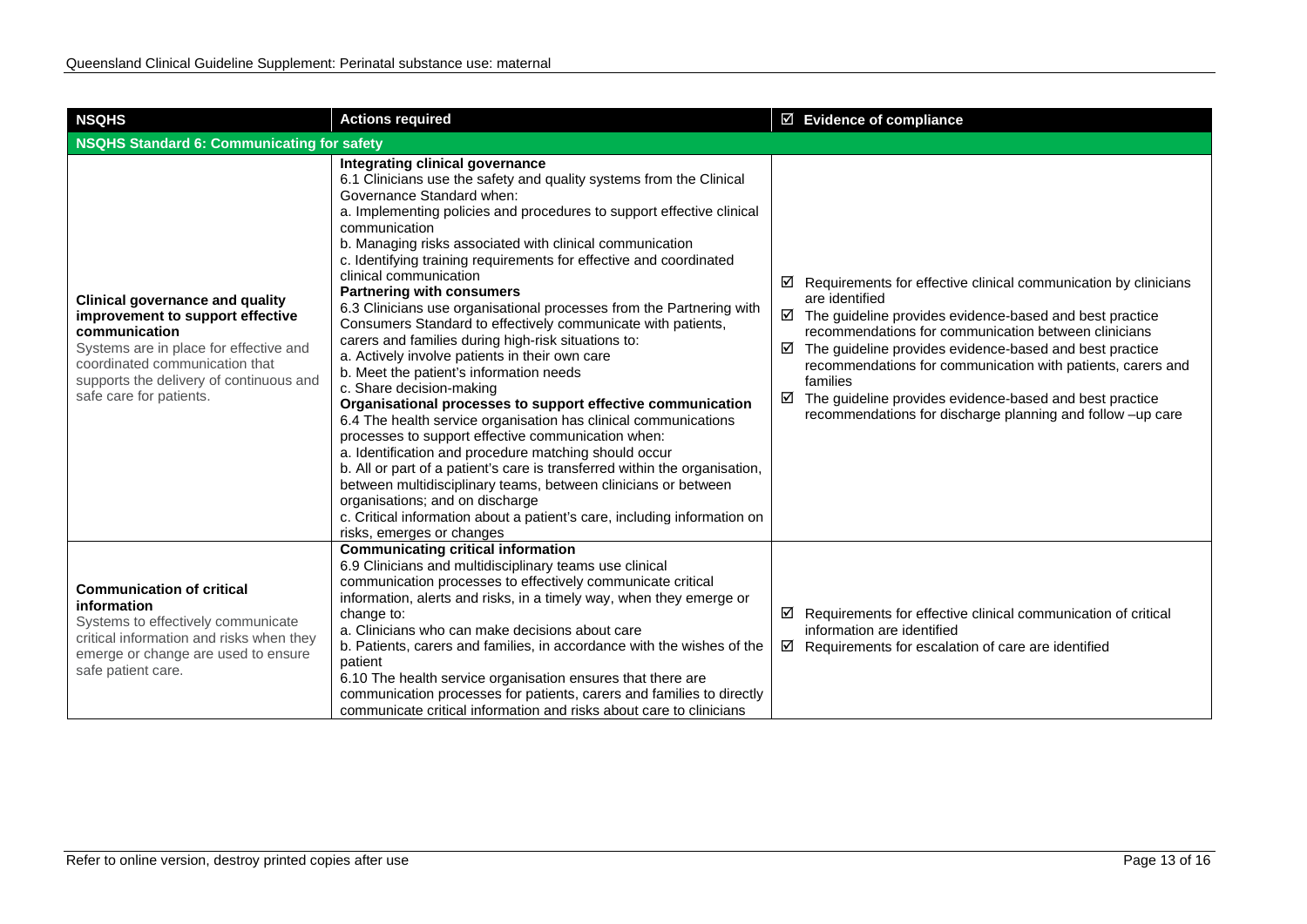| NSQHS | Actions required | ☑ Evidence of compliance |
| --- | --- | --- |
| **NSQHS Standard 6: Communicating for safety** | | |
| **Clinical governance and quality improvement to support effective communication**<br>Systems are in place for effective and coordinated communication that supports the delivery of continuous and safe care for patients. | **Integrating clinical governance**<br>6.1 Clinicians use the safety and quality systems from the Clinical Governance Standard when:<br>a. Implementing policies and procedures to support effective clinical communication<br>b. Managing risks associated with clinical communication<br>c. Identifying training requirements for effective and coordinated clinical communication<br>**Partnering with consumers**<br>6.3 Clinicians use organisational processes from the Partnering with Consumers Standard to effectively communicate with patients, carers and families during high-risk situations to:<br>a. Actively involve patients in their own care<br>b. Meet the patient's information needs<br>c. Share decision-making<br>**Organisational processes to support effective communication**<br>6.4 The health service organisation has clinical communications processes to support effective communication when:<br>a. Identification and procedure matching should occur<br>b. All or part of a patient's care is transferred within the organisation, between multidisciplinary teams, between clinicians or between organisations; and on discharge<br>c. Critical information about a patient's care, including information on risks, emerges or changes | ☑ Requirements for effective clinical communication by clinicians are identified<br>☑ The guideline provides evidence-based and best practice recommendations for communication between clinicians<br>☑ The guideline provides evidence-based and best practice recommendations for communication with patients, carers and families<br>☑ The guideline provides evidence-based and best practice recommendations for discharge planning and follow –up care |
| **Communication of critical information**<br>Systems to effectively communicate critical information and risks when they emerge or change are used to ensure safe patient care. | **Communicating critical information**<br>6.9 Clinicians and multidisciplinary teams use clinical communication processes to effectively communicate critical information, alerts and risks, in a timely way, when they emerge or change to:<br>a. Clinicians who can make decisions about care<br>b. Patients, carers and families, in accordance with the wishes of the patient<br>6.10 The health service organisation ensures that there are communication processes for patients, carers and families to directly communicate critical information and risks about care to clinicians | ☑ Requirements for effective clinical communication of critical information are identified<br>☑ Requirements for escalation of care are identified |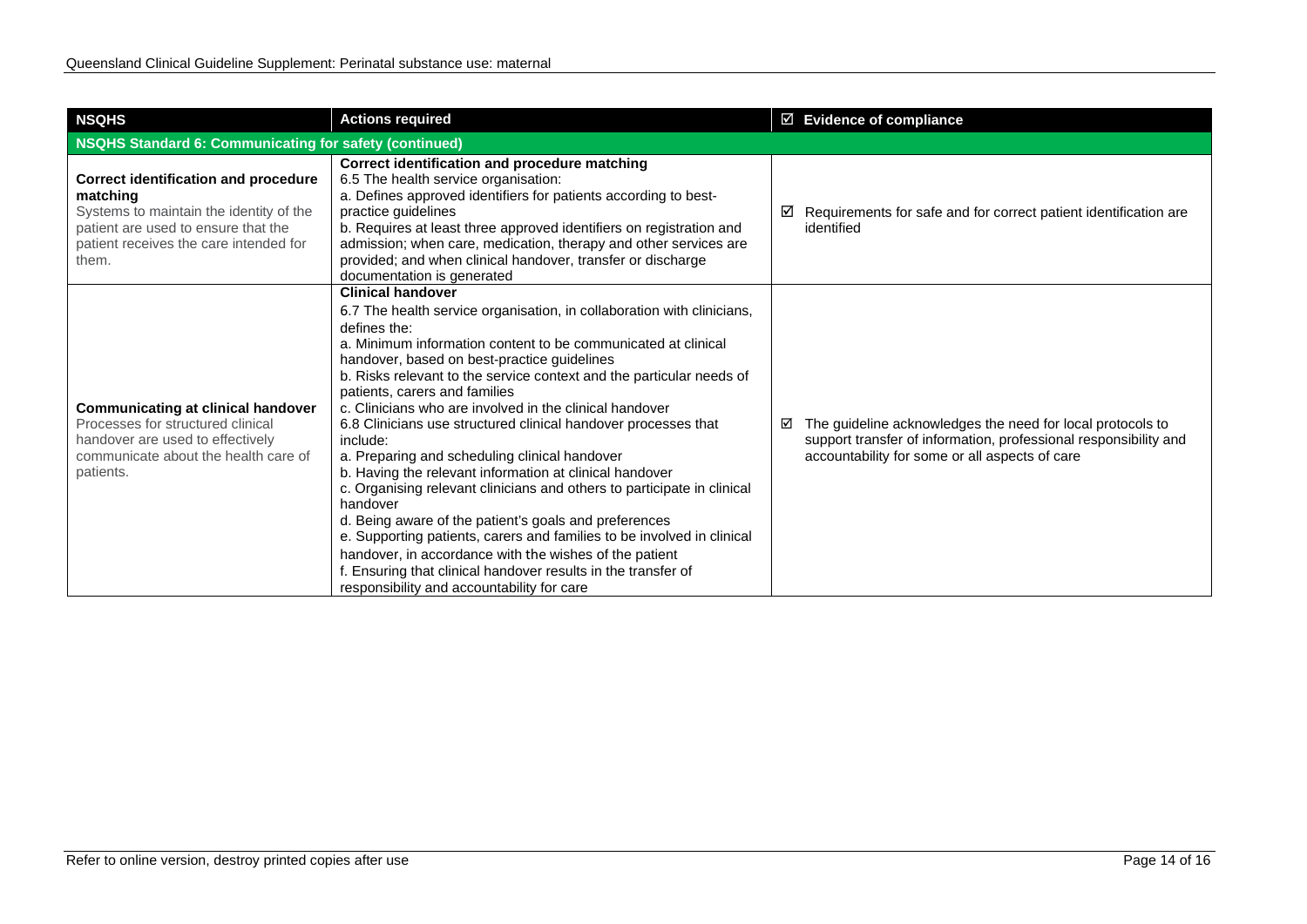| NSQHS | Actions required | ☑ Evidence of compliance |
|---|---|---|
| **NSQHS Standard 6: Communicating for safety (continued)** | | |
| **Correct identification and procedure matching**<br>Systems to maintain the identity of the patient are used to ensure that the patient receives the care intended for them. | **Correct identification and procedure matching**<br>6.5 The health service organisation:<br>a. Defines approved identifiers for patients according to best-practice guidelines<br>b. Requires at least three approved identifiers on registration and admission; when care, medication, therapy and other services are provided; and when clinical handover, transfer or discharge documentation is generated | ☑ Requirements for safe and for correct patient identification are identified |
| **Communicating at clinical handover**<br>Processes for structured clinical handover are used to effectively communicate about the health care of patients. | **Clinical handover**<br>6.7 The health service organisation, in collaboration with clinicians, defines the:<br>a. Minimum information content to be communicated at clinical handover, based on best-practice guidelines<br>b. Risks relevant to the service context and the particular needs of patients, carers and families<br>c. Clinicians who are involved in the clinical handover<br>6.8 Clinicians use structured clinical handover processes that include:<br>a. Preparing and scheduling clinical handover<br>b. Having the relevant information at clinical handover<br>c. Organising relevant clinicians and others to participate in clinical handover<br>d. Being aware of the patient's goals and preferences<br>e. Supporting patients, carers and families to be involved in clinical handover, in accordance with the wishes of the patient<br>f. Ensuring that clinical handover results in the transfer of responsibility and accountability for care | ☑ The guideline acknowledges the need for local protocols to support transfer of information, professional responsibility and accountability for some or all aspects of care |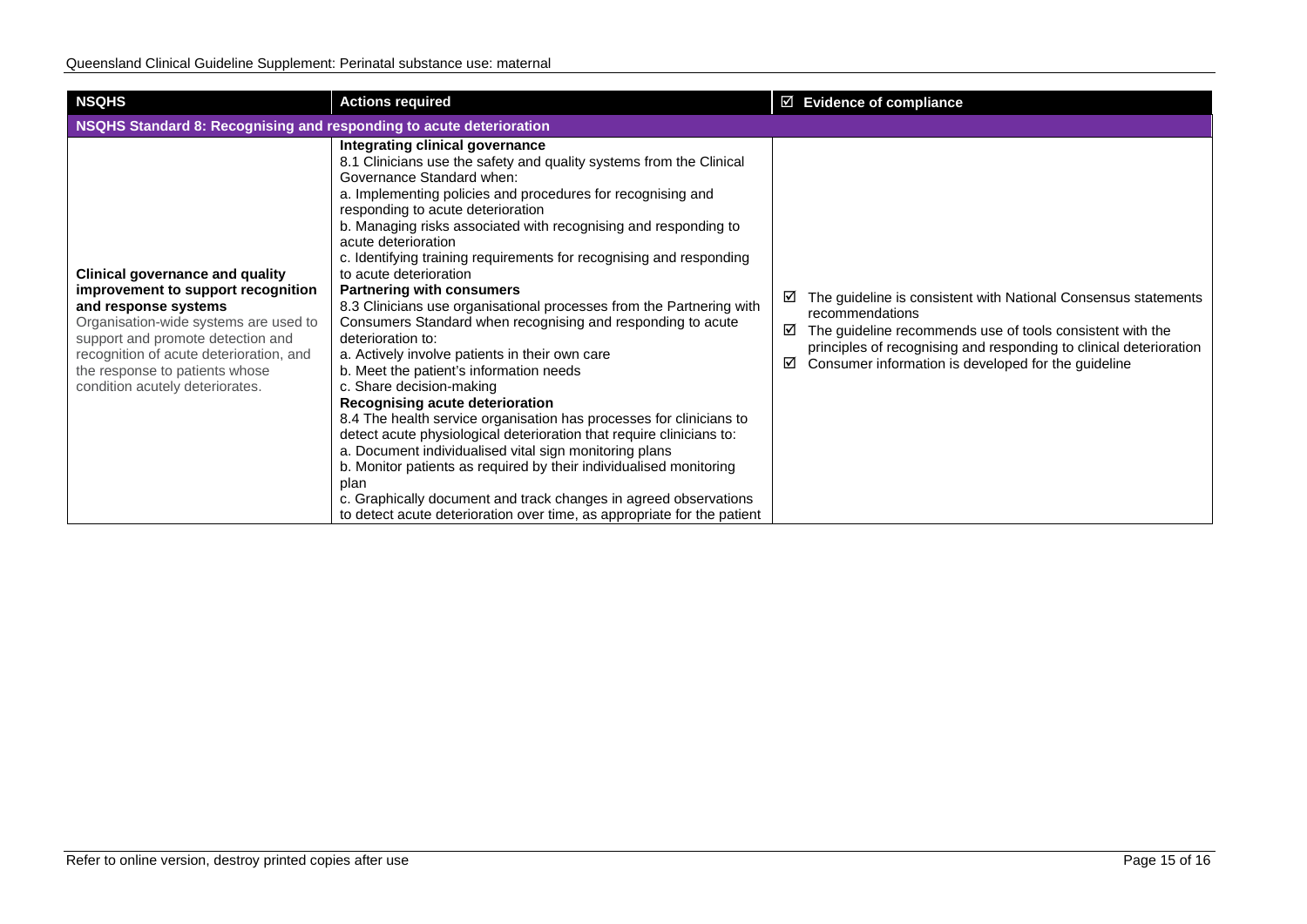| NSQHS | Actions required | ☑ Evidence of compliance |
|---|---|---|
| **NSQHS Standard 8: Recognising and responding to acute deterioration** | | |
| **Clinical governance and quality improvement to support recognition and response systems**<br>Organisation-wide systems are used to support and promote detection and recognition of acute deterioration, and the response to patients whose condition acutely deteriorates. | **Integrating clinical governance**<br>8.1 Clinicians use the safety and quality systems from the Clinical Governance Standard when:<br>a. Implementing policies and procedures for recognising and responding to acute deterioration<br>b. Managing risks associated with recognising and responding to acute deterioration<br>c. Identifying training requirements for recognising and responding to acute deterioration<br>**Partnering with consumers**<br>8.3 Clinicians use organisational processes from the Partnering with Consumers Standard when recognising and responding to acute deterioration to:<br>a. Actively involve patients in their own care<br>b. Meet the patient's information needs<br>c. Share decision-making<br>**Recognising acute deterioration**<br>8.4 The health service organisation has processes for clinicians to detect acute physiological deterioration that require clinicians to:<br>a. Document individualised vital sign monitoring plans<br>b. Monitor patients as required by their individualised monitoring plan<br>c. Graphically document and track changes in agreed observations to detect acute deterioration over time, as appropriate for the patient | ☑ The guideline is consistent with National Consensus statements recommendations<br>☑ The guideline recommends use of tools consistent with the principles of recognising and responding to clinical deterioration<br>☑ Consumer information is developed for the guideline |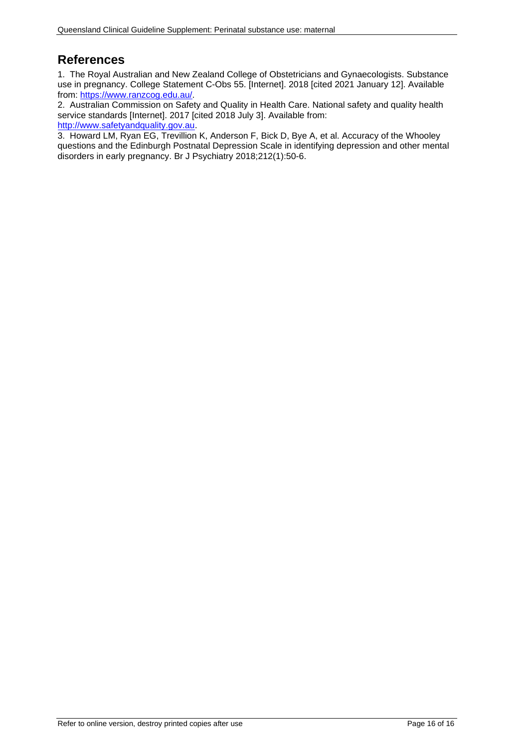# References

1. The Royal Australian and New Zealand College of Obstetricians and Gynaecologists. Substance use in pregnancy. College Statement C-Obs 55. [Internet]. 2018 [cited 2021 January 12]. Available from: https://www.ranzcog.edu.au/.
2. Australian Commission on Safety and Quality in Health Care. National safety and quality health service standards [Internet]. 2017 [cited 2018 July 3]. Available from: http://www.safetyandquality.gov.au.
3. Howard LM, Ryan EG, Trevillion K, Anderson F, Bick D, Bye A, et al. Accuracy of the Whooley questions and the Edinburgh Postnatal Depression Scale in identifying depression and other mental disorders in early pregnancy. Br J Psychiatry 2018;212(1):50-6.